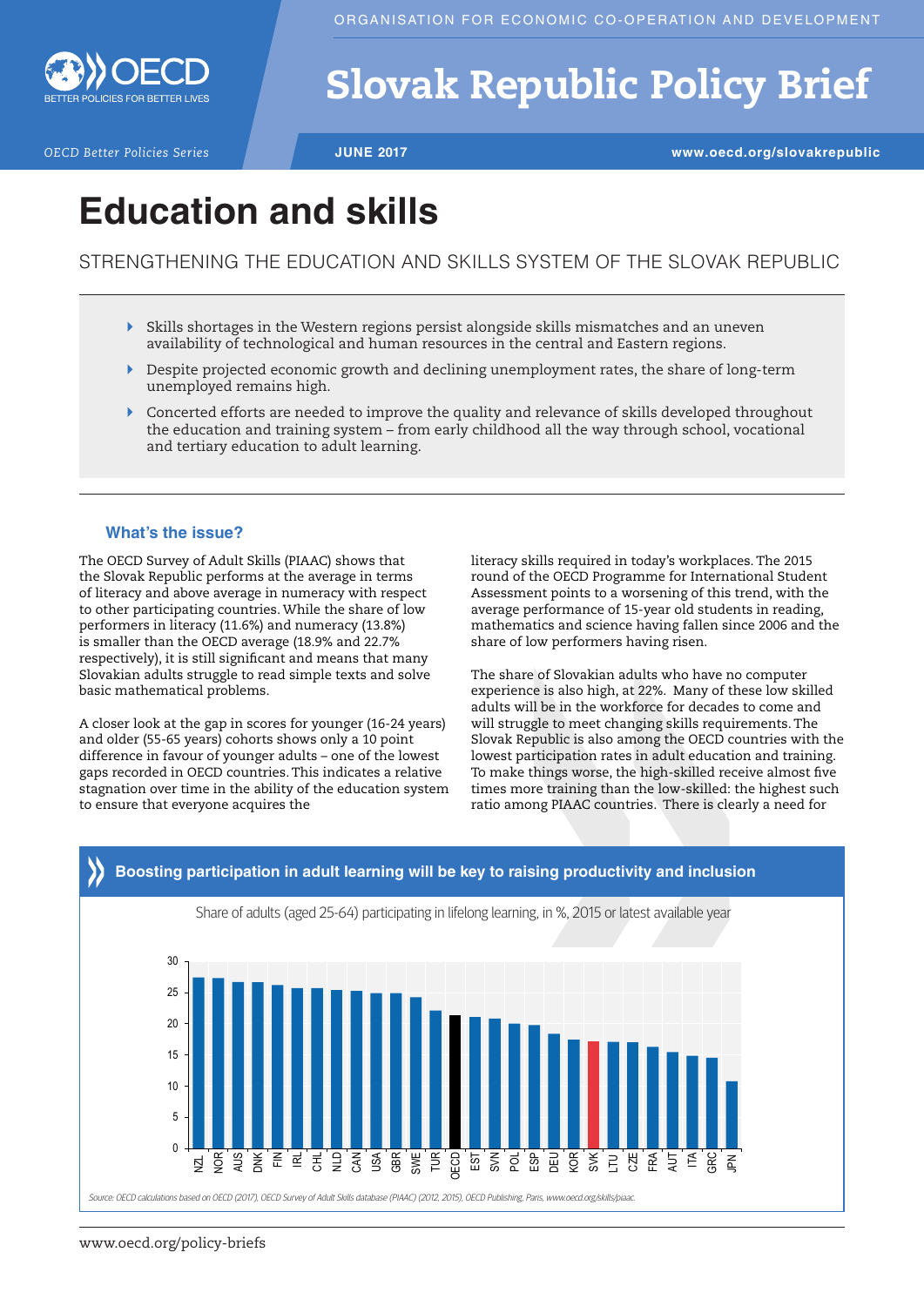ORGANISATION FOR ECONOMIC CO-OPERATION AND DEVELOPMENT

# Slovak Republic Policy Brief

*OECD Better Policies Series* | **JUNE 2017** | **www.oecd.org/slovakrepublic**

# Education and skills

## STRENGTHENING THE EDUCATION AND SKILLS SYSTEM OF THE SLOVAK REPUBLIC

- Skills shortages in the Western regions persist alongside skills mismatches and an uneven availability of technological and human resources in the central and Eastern regions.
- Despite projected economic growth and declining unemployment rates, the share of long-term unemployed remains high.
- Concerted efforts are needed to improve the quality and relevance of skills developed throughout the education and training system – from early childhood all the way through school, vocational and tertiary education to adult learning.

### What's the issue?

The OECD Survey of Adult Skills (PIAAC) shows that the Slovak Republic performs at the average in terms of literacy and above average in numeracy with respect to other participating countries. While the share of low performers in literacy (11.6%) and numeracy (13.8%) is smaller than the OECD average (18.9% and 22.7% respectively), it is still significant and means that many Slovakian adults struggle to read simple texts and solve basic mathematical problems.

A closer look at the gap in scores for younger (16-24 years) and older (55-65 years) cohorts shows only a 10 point difference in favour of younger adults – one of the lowest gaps recorded in OECD countries. This indicates a relative stagnation over time in the ability of the education system to ensure that everyone acquires the literacy skills required in today's workplaces. The 2015 round of the OECD Programme for International Student Assessment points to a worsening of this trend, with the average performance of 15-year old students in reading, mathematics and science having fallen since 2006 and the share of low performers having risen.

The share of Slovakian adults who have no computer experience is also high, at 22%. Many of these low skilled adults will be in the workforce for decades to come and will struggle to meet changing skills requirements. The Slovak Republic is also among the OECD countries with the lowest participation rates in adult education and training. To make things worse, the high-skilled receive almost five times more training than the low-skilled: the highest such ratio among PIAAC countries. There is clearly a need for

**Boosting participation in adult learning will be key to raising productivity and inclusion**

Share of adults (aged 25-64) participating in lifelong learning, in %, 2015 or latest available year

| Country | Share (%) (approx.) |
|---|---|
| NZL | 27.4 |
| NOR | 27.3 |
| AUS | 26.7 |
| DNK | 26.6 |
| FIN | 26.2 |
| IRL | 25.7 |
| CHL | 25.7 |
| NLD | 25.4 |
| CAN | 25.3 |
| USA | 24.8 |
| GBR | 24.8 |
| SWE | 24.2 |
| TUR | 22.1 |
| OECD | 21.4 |
| EST | 21.1 |
| SVN | 20.8 |
| POL | 20.0 |
| ESP | 19.8 |
| DEU | 18.4 |
| KOR | 17.5 |
| SVK | 17.2 |
| LTU | 17.1 |
| CZE | 17.0 |
| FRA | 16.2 |
| AUT | 15.4 |
| ITA | 14.8 |
| GRC | 14.6 |
| JPN | 10.8 |

*Source: OECD calculations based on OECD (2017), OECD Survey of Adult Skills database (PIAAC) (2012, 2015), OECD Publishing, Paris, www.oecd.org/skills/piaac.*

www.oecd.org/policy-briefs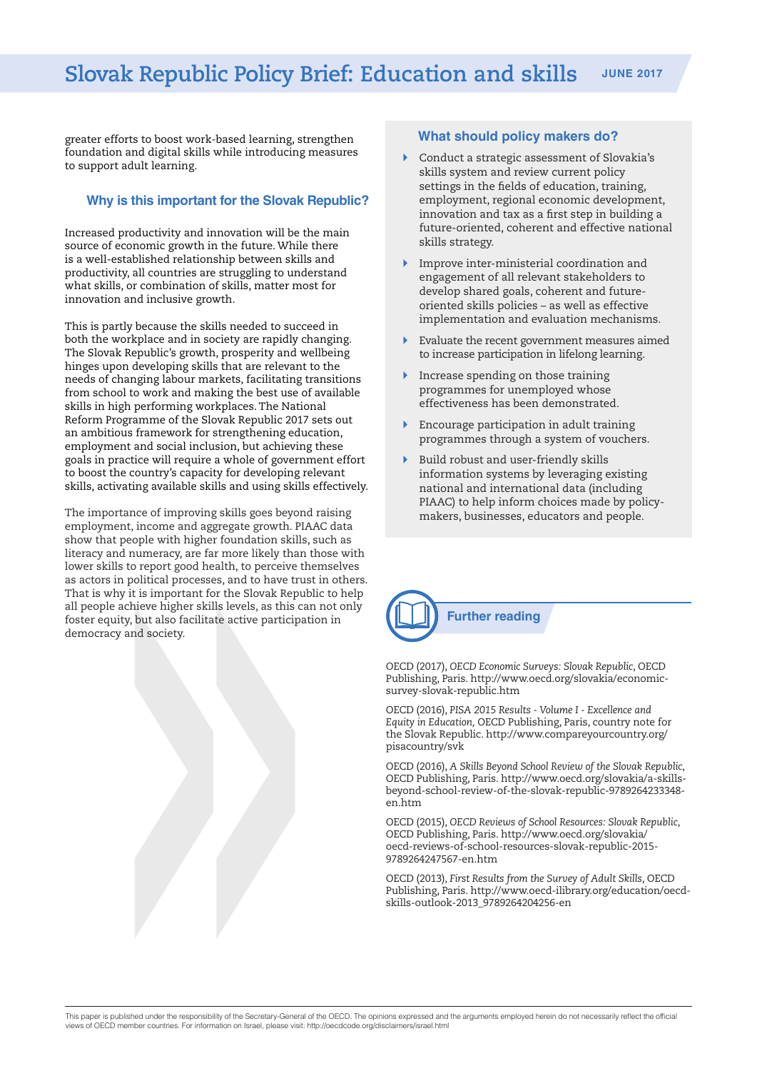greater efforts to boost work-based learning, strengthen foundation and digital skills while introducing measures to support adult learning.

## Why is this important for the Slovak Republic?

Increased productivity and innovation will be the main source of economic growth in the future. While there is a well-established relationship between skills and productivity, all countries are struggling to understand what skills, or combination of skills, matter most for innovation and inclusive growth.

This is partly because the skills needed to succeed in both the workplace and in society are rapidly changing. The Slovak Republic's growth, prosperity and wellbeing hinges upon developing skills that are relevant to the needs of changing labour markets, facilitating transitions from school to work and making the best use of available skills in high performing workplaces. The National Reform Programme of the Slovak Republic 2017 sets out an ambitious framework for strengthening education, employment and social inclusion, but achieving these goals in practice will require a whole of government effort to boost the country's capacity for developing relevant skills, activating available skills and using skills effectively.

The importance of improving skills goes beyond raising employment, income and aggregate growth. PIAAC data show that people with higher foundation skills, such as literacy and numeracy, are far more likely than those with lower skills to report good health, to perceive themselves as actors in political processes, and to have trust in others. That is why it is important for the Slovak Republic to help all people achieve higher skills levels, as this can not only foster equity, but also facilitate active participation in democracy and society.

## What should policy makers do?

- Conduct a strategic assessment of Slovakia's skills system and review current policy settings in the fields of education, training, employment, regional economic development, innovation and tax as a first step in building a future-oriented, coherent and effective national skills strategy.
- Improve inter-ministerial coordination and engagement of all relevant stakeholders to develop shared goals, coherent and future-oriented skills policies – as well as effective implementation and evaluation mechanisms.
- Evaluate the recent government measures aimed to increase participation in lifelong learning.
- Increase spending on those training programmes for unemployed whose effectiveness has been demonstrated.
- Encourage participation in adult training programmes through a system of vouchers.
- Build robust and user-friendly skills information systems by leveraging existing national and international data (including PIAAC) to help inform choices made by policy-makers, businesses, educators and people.

## Further reading

OECD (2017), *OECD Economic Surveys: Slovak Republic*, OECD Publishing, Paris. http://www.oecd.org/slovakia/economic-survey-slovak-republic.htm

OECD (2016), *PISA 2015 Results - Volume I - Excellence and Equity in Education*, OECD Publishing, Paris, country note for the Slovak Republic. http://www.compareyourcountry.org/pisacountry/svk

OECD (2016), *A Skills Beyond School Review of the Slovak Republic*, OECD Publishing, Paris. http://www.oecd.org/slovakia/a-skills-beyond-school-review-of-the-slovak-republic-9789264233348-en.htm

OECD (2015), *OECD Reviews of School Resources: Slovak Republic*, OECD Publishing, Paris. http://www.oecd.org/slovakia/oecd-reviews-of-school-resources-slovak-republic-2015-9789264247567-en.htm

OECD (2013), *First Results from the Survey of Adult Skills*, OECD Publishing, Paris. http://www.oecd-ilibrary.org/education/oecd-skills-outlook-2013_9789264204256-en

This paper is published under the responsibility of the Secretary-General of the OECD. The opinions expressed and the arguments employed herein do not necessarily reflect the official views of OECD member countries. For information on Israel, please visit: http://oecdcode.org/disclaimers/israel.html